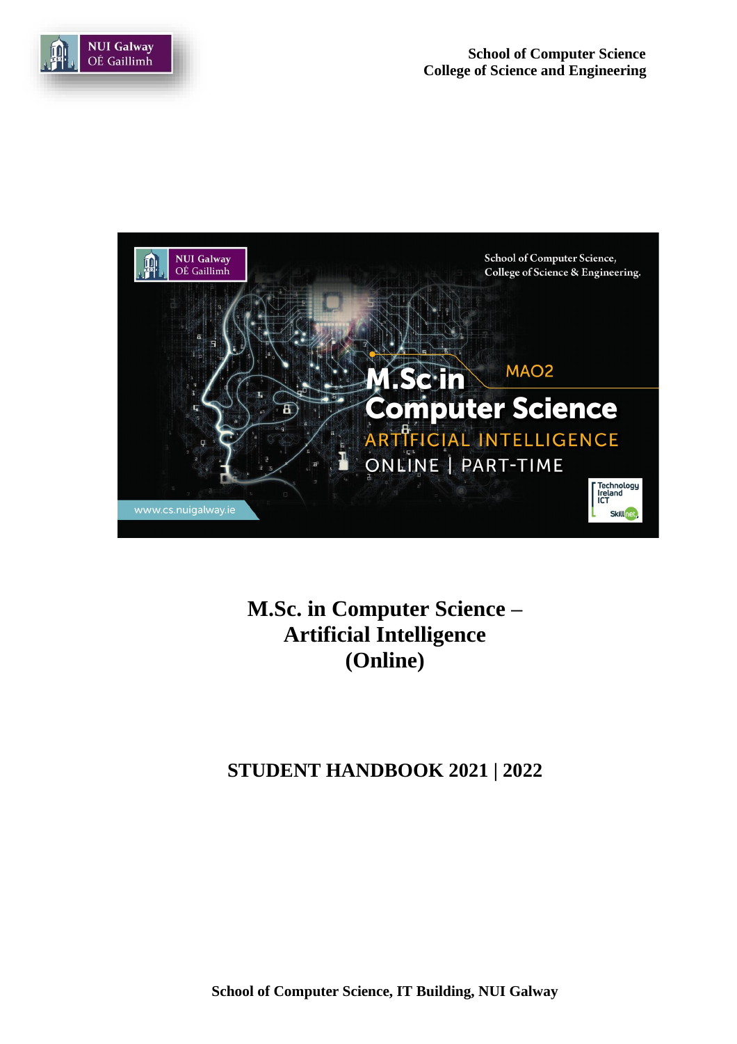School of Computer Science
College of Science and Engineering

# M.Sc. in Computer Science – Artificial Intelligence (Online)

## STUDENT HANDBOOK 2021 | 2022

**School of Computer Science, IT Building, NUI Galway**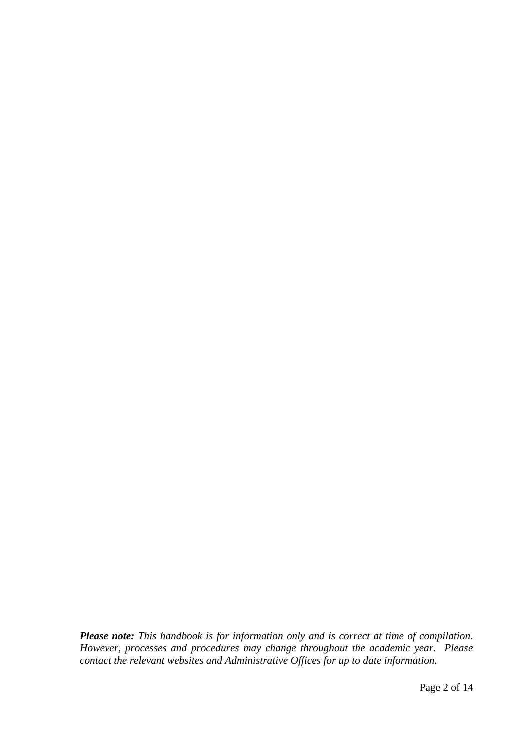***Please note:*** *This handbook is for information only and is correct at time of compilation. However, processes and procedures may change throughout the academic year. Please contact the relevant websites and Administrative Offices for up to date information.*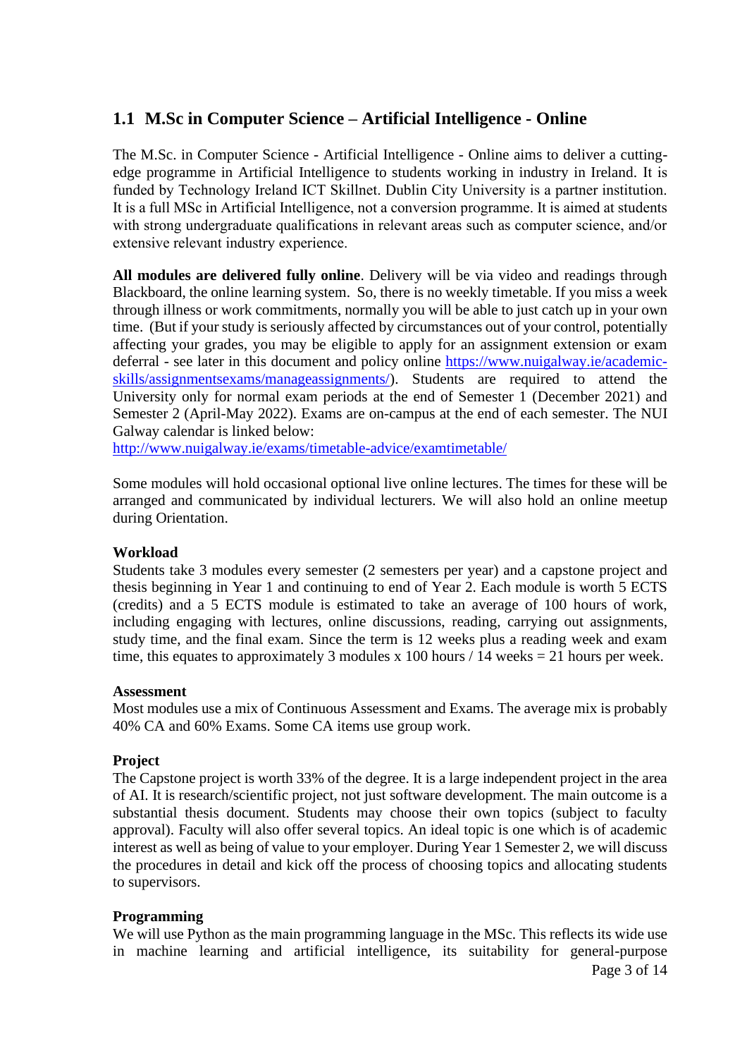## 1.1 M.Sc in Computer Science – Artificial Intelligence - Online

The M.Sc. in Computer Science - Artificial Intelligence - Online aims to deliver a cutting-edge programme in Artificial Intelligence to students working in industry in Ireland. It is funded by Technology Ireland ICT Skillnet. Dublin City University is a partner institution. It is a full MSc in Artificial Intelligence, not a conversion programme. It is aimed at students with strong undergraduate qualifications in relevant areas such as computer science, and/or extensive relevant industry experience.

**All modules are delivered fully online**. Delivery will be via video and readings through Blackboard, the online learning system. So, there is no weekly timetable. If you miss a week through illness or work commitments, normally you will be able to just catch up in your own time. (But if your study is seriously affected by circumstances out of your control, potentially affecting your grades, you may be eligible to apply for an assignment extension or exam deferral - see later in this document and policy online [https://www.nuigalway.ie/academic-skills/assignmentsexams/manageassignments/](https://www.nuigalway.ie/academic-skills/assignmentsexams/manageassignments/)). Students are required to attend the University only for normal exam periods at the end of Semester 1 (December 2021) and Semester 2 (April-May 2022). Exams are on-campus at the end of each semester. The NUI Galway calendar is linked below:
[http://www.nuigalway.ie/exams/timetable-advice/examtimetable/](http://www.nuigalway.ie/exams/timetable-advice/examtimetable/)

Some modules will hold occasional optional live online lectures. The times for these will be arranged and communicated by individual lecturers. We will also hold an online meetup during Orientation.

**Workload**
Students take 3 modules every semester (2 semesters per year) and a capstone project and thesis beginning in Year 1 and continuing to end of Year 2. Each module is worth 5 ECTS (credits) and a 5 ECTS module is estimated to take an average of 100 hours of work, including engaging with lectures, online discussions, reading, carrying out assignments, study time, and the final exam. Since the term is 12 weeks plus a reading week and exam time, this equates to approximately 3 modules x 100 hours / 14 weeks = 21 hours per week.

**Assessment**
Most modules use a mix of Continuous Assessment and Exams. The average mix is probably 40% CA and 60% Exams. Some CA items use group work.

**Project**
The Capstone project is worth 33% of the degree. It is a large independent project in the area of AI. It is research/scientific project, not just software development. The main outcome is a substantial thesis document. Students may choose their own topics (subject to faculty approval). Faculty will also offer several topics. An ideal topic is one which is of academic interest as well as being of value to your employer. During Year 1 Semester 2, we will discuss the procedures in detail and kick off the process of choosing topics and allocating students to supervisors.

**Programming**
We will use Python as the main programming language in the MSc. This reflects its wide use in machine learning and artificial intelligence, its suitability for general-purpose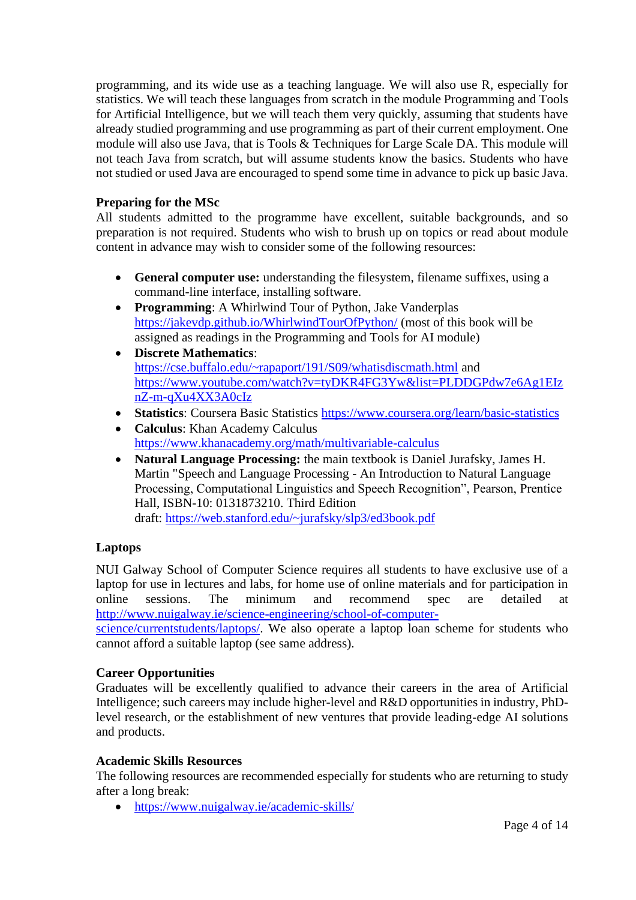programming, and its wide use as a teaching language. We will also use R, especially for statistics. We will teach these languages from scratch in the module Programming and Tools for Artificial Intelligence, but we will teach them very quickly, assuming that students have already studied programming and use programming as part of their current employment. One module will also use Java, that is Tools & Techniques for Large Scale DA. This module will not teach Java from scratch, but will assume students know the basics. Students who have not studied or used Java are encouraged to spend some time in advance to pick up basic Java.

**Preparing for the MSc**

All students admitted to the programme have excellent, suitable backgrounds, and so preparation is not required. Students who wish to brush up on topics or read about module content in advance may wish to consider some of the following resources:

- **General computer use:** understanding the filesystem, filename suffixes, using a command-line interface, installing software.
- **Programming**: A Whirlwind Tour of Python, Jake Vanderplas https://jakevdp.github.io/WhirlwindTourOfPython/ (most of this book will be assigned as readings in the Programming and Tools for AI module)
- **Discrete Mathematics**: https://cse.buffalo.edu/~rapaport/191/S09/whatisdiscmath.html and https://www.youtube.com/watch?v=tyDKR4FG3Yw&list=PLDDGPdw7e6Ag1EIznZ-m-qXu4XX3A0cIz
- **Statistics**: Coursera Basic Statistics https://www.coursera.org/learn/basic-statistics
- **Calculus**: Khan Academy Calculus https://www.khanacademy.org/math/multivariable-calculus
- **Natural Language Processing:** the main textbook is Daniel Jurafsky, James H. Martin "Speech and Language Processing - An Introduction to Natural Language Processing, Computational Linguistics and Speech Recognition", Pearson, Prentice Hall, ISBN-10: 0131873210. Third Edition draft: https://web.stanford.edu/~jurafsky/slp3/ed3book.pdf

**Laptops**

NUI Galway School of Computer Science requires all students to have exclusive use of a laptop for use in lectures and labs, for home use of online materials and for participation in online sessions. The minimum and recommend spec are detailed at http://www.nuigalway.ie/science-engineering/school-of-computer-science/currentstudents/laptops/. We also operate a laptop loan scheme for students who cannot afford a suitable laptop (see same address).

**Career Opportunities**

Graduates will be excellently qualified to advance their careers in the area of Artificial Intelligence; such careers may include higher-level and R&D opportunities in industry, PhD-level research, or the establishment of new ventures that provide leading-edge AI solutions and products.

**Academic Skills Resources**

The following resources are recommended especially for students who are returning to study after a long break:

- https://www.nuigalway.ie/academic-skills/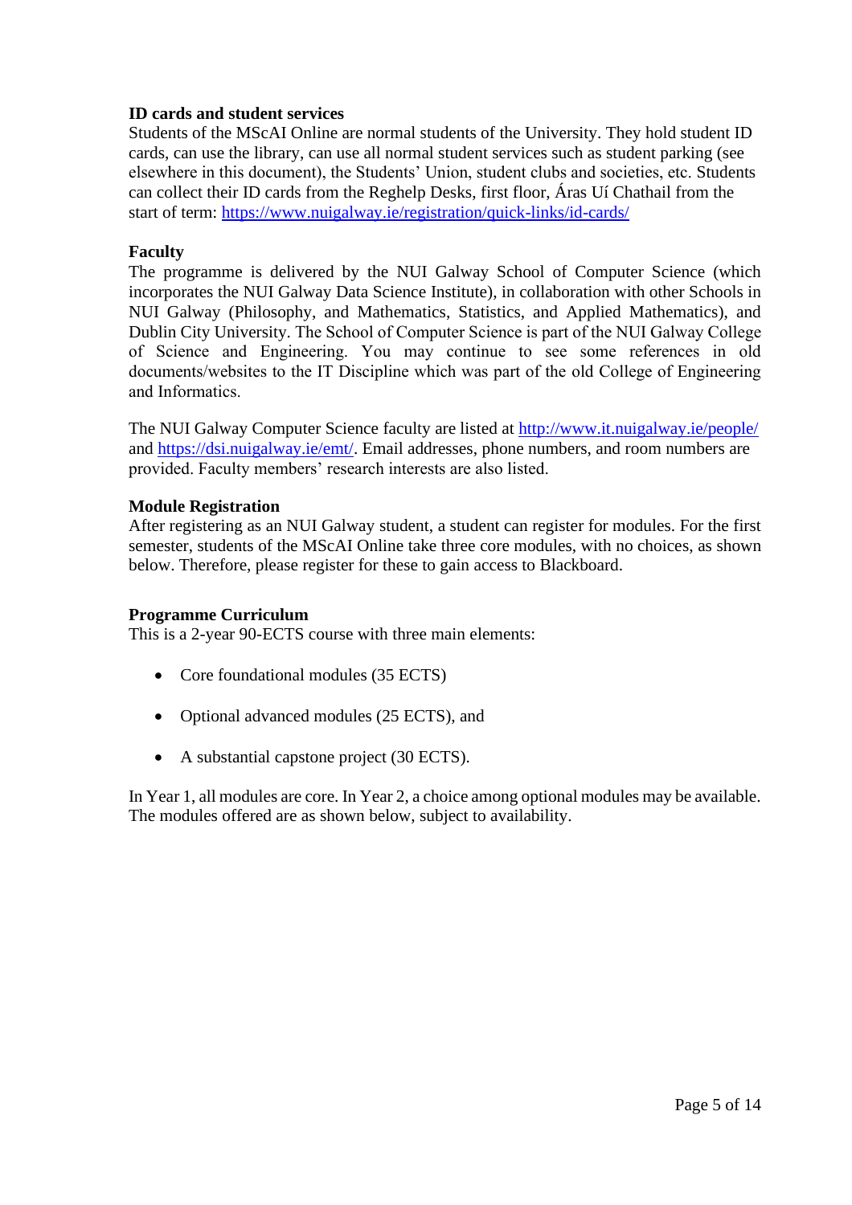### ID cards and student services

Students of the MScAI Online are normal students of the University. They hold student ID cards, can use the library, can use all normal student services such as student parking (see elsewhere in this document), the Students' Union, student clubs and societies, etc. Students can collect their ID cards from the Reghelp Desks, first floor, Áras Uí Chathail from the start of term: [https://www.nuigalway.ie/registration/quick-links/id-cards/](https://www.nuigalway.ie/registration/quick-links/id-cards/)

### Faculty

The programme is delivered by the NUI Galway School of Computer Science (which incorporates the NUI Galway Data Science Institute), in collaboration with other Schools in NUI Galway (Philosophy, and Mathematics, Statistics, and Applied Mathematics), and Dublin City University. The School of Computer Science is part of the NUI Galway College of Science and Engineering. You may continue to see some references in old documents/websites to the IT Discipline which was part of the old College of Engineering and Informatics.

The NUI Galway Computer Science faculty are listed at [http://www.it.nuigalway.ie/people/](http://www.it.nuigalway.ie/people/) and [https://dsi.nuigalway.ie/emt/](https://dsi.nuigalway.ie/emt/). Email addresses, phone numbers, and room numbers are provided. Faculty members' research interests are also listed.

### Module Registration

After registering as an NUI Galway student, a student can register for modules. For the first semester, students of the MScAI Online take three core modules, with no choices, as shown below. Therefore, please register for these to gain access to Blackboard.

### Programme Curriculum

This is a 2-year 90-ECTS course with three main elements:

- Core foundational modules (35 ECTS)
- Optional advanced modules (25 ECTS), and
- A substantial capstone project (30 ECTS).

In Year 1, all modules are core. In Year 2, a choice among optional modules may be available. The modules offered are as shown below, subject to availability.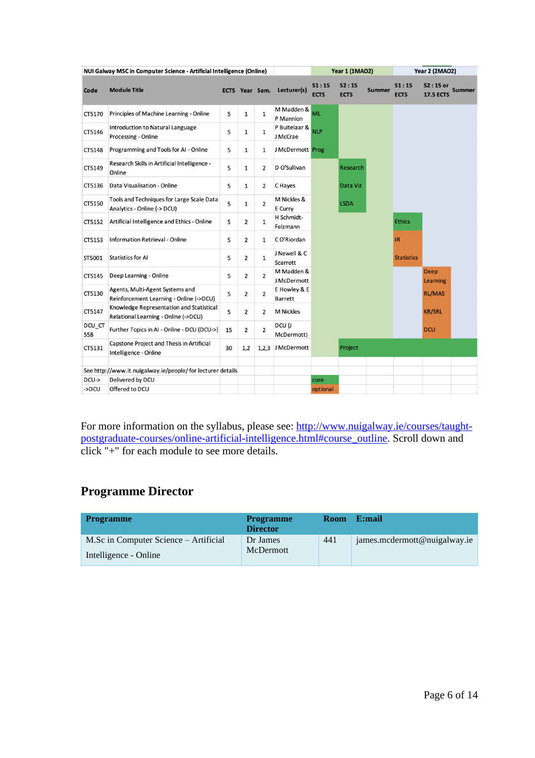| NUI Galway MSC in Computer Science - Artificial Intelligence (Online) | | | | | | Year 1 (1MAO2) | | | Year 2 (2MAO2) | | |
|---|---|---|---|---|---|---|---|---|---|---|---|
| Code | Module Title | ECTS | Year | Sem. | Lecturer(s) | S1 : 15 ECTS | S2 : 15 ECTS | Summer | S1 : 15 ECTS | S2 : 15 or 17.5 ECTS | Summer |
| CT5170 | Principles of Machine Learning - Online | 5 | 1 | 1 | M Madden & P Mannion | ML | | | | | |
| CT5146 | Introduction to Natural Language Processing - Online | 5 | 1 | 1 | P Buitelaar & J McCrae | NLP | | | | | |
| CT5148 | Programming and Tools for AI - Online | 5 | 1 | 1 | J McDermott | Prog | | | | | |
| CT5149 | Research Skills in Artificial Intelligence - Online | 5 | 1 | 2 | D O'Sullivan | | Research | | | | |
| CT5136 | Data Visualisation - Online | 5 | 1 | 2 | C Hayes | | Data Viz | | | | |
| CT5150 | Tools and Techniques for Large Scale Data Analytics - Online (-> DCU) | 5 | 1 | 2 | M Nickles & E Curry | | LSDA | | | | |
| CT5152 | Artificial Intelligence and Ethics - Online | 5 | 2 | 1 | H Schmidt-Felzmann | | | | Ethics | | |
| CT5153 | Information Retrieval - Online | 5 | 2 | 1 | C O'Riordan | | | | IR | | |
| ST5001 | Statistics for AI | 5 | 2 | 1 | J Newell & C Scarrott | | | | Statistics | | |
| CT5145 | Deep Learning - Online | 5 | 2 | 2 | M Madden & J McDermott | | | | | Deep Learning | |
| CT5130 | Agents, Multi-Agent Systems and Reinforcement Learning - Online (->DCU) | 5 | 2 | 2 | E Howley & E Barrett | | | | | RL/MAS | |
| CT5147 | Knowledge Representation and Statistical Relational Learning - Online (->DCU) | 5 | 2 | 2 | M Nickles | | | | | KR/SRL | |
| DCU_CT 558 | Further Topics in AI - Online - DCU (DCU->) | 15 | 2 | 2 | DCU (J McDermott) | | | | | DCU | |
| CT5131 | Capstone Project and Thesis in Artificial Intelligence - Online | 30 | 1,2 | 1,2,3 | J McDermott | | Project | | | | |
| See http://www.it.nuigalway.ie/people/ for lecturer details | | | | | | | | | | | |
| DCU-> | Delivered by DCU | | | | | core | | | | | |
| ->DCU | Offered to DCU | | | | | optional | | | | | |

For more information on the syllabus, please see: [http://www.nuigalway.ie/courses/taught-postgraduate-courses/online-artificial-intelligence.html#course_outline](http://www.nuigalway.ie/courses/taught-postgraduate-courses/online-artificial-intelligence.html#course_outline). Scroll down and click "+" for each module to see more details.

## Programme Director

| Programme | Programme Director | Room | E:mail |
|---|---|---|---|
| M.Sc in Computer Science – Artificial Intelligence - Online | Dr James McDermott | 441 | james.mcdermott@nuigalway.ie |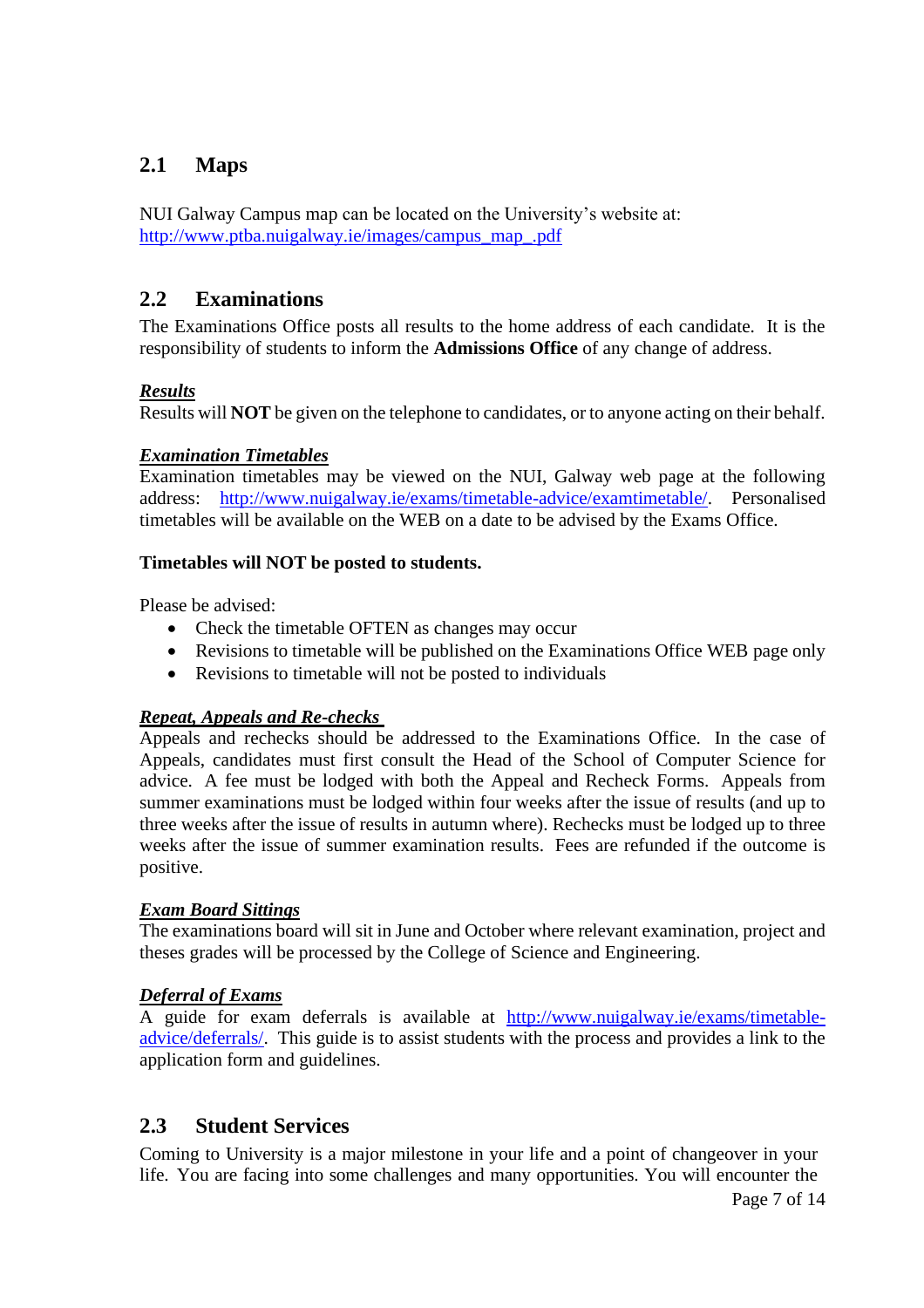## 2.1 Maps

NUI Galway Campus map can be located on the University's website at:
http://www.ptba.nuigalway.ie/images/campus_map_.pdf

## 2.2 Examinations

The Examinations Office posts all results to the home address of each candidate. It is the responsibility of students to inform the **Admissions Office** of any change of address.

***Results***

Results will **NOT** be given on the telephone to candidates, or to anyone acting on their behalf.

***Examination Timetables***

Examination timetables may be viewed on the NUI, Galway web page at the following address: http://www.nuigalway.ie/exams/timetable-advice/examtimetable/. Personalised timetables will be available on the WEB on a date to be advised by the Exams Office.

**Timetables will NOT be posted to students.**

Please be advised:

- Check the timetable OFTEN as changes may occur
- Revisions to timetable will be published on the Examinations Office WEB page only
- Revisions to timetable will not be posted to individuals

***Repeat, Appeals and Re-checks***

Appeals and rechecks should be addressed to the Examinations Office. In the case of Appeals, candidates must first consult the Head of the School of Computer Science for advice. A fee must be lodged with both the Appeal and Recheck Forms. Appeals from summer examinations must be lodged within four weeks after the issue of results (and up to three weeks after the issue of results in autumn where). Rechecks must be lodged up to three weeks after the issue of summer examination results. Fees are refunded if the outcome is positive.

***Exam Board Sittings***

The examinations board will sit in June and October where relevant examination, project and theses grades will be processed by the College of Science and Engineering.

***Deferral of Exams***

A guide for exam deferrals is available at http://www.nuigalway.ie/exams/timetable-advice/deferrals/. This guide is to assist students with the process and provides a link to the application form and guidelines.

## 2.3 Student Services

Coming to University is a major milestone in your life and a point of changeover in your life. You are facing into some challenges and many opportunities. You will encounter the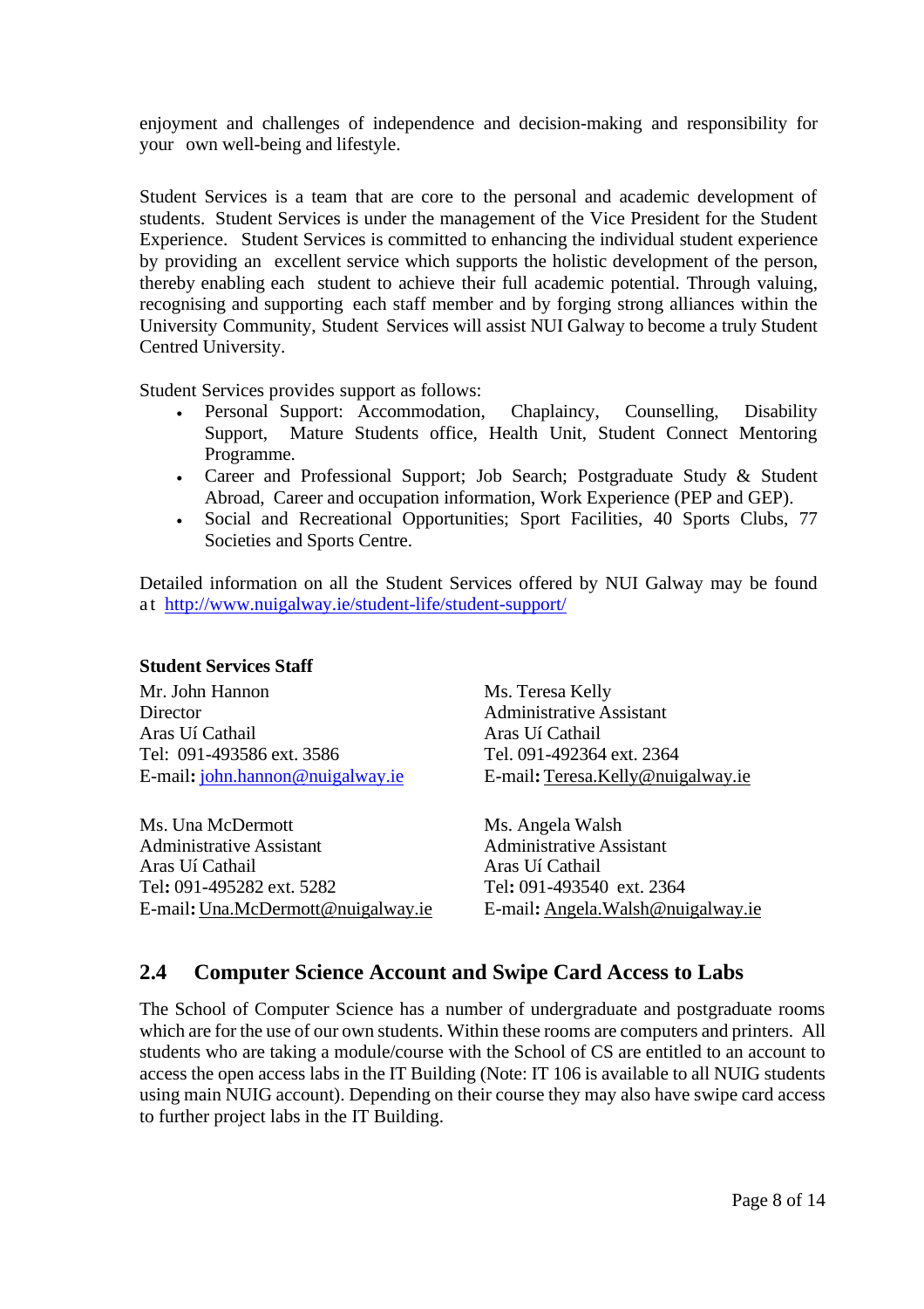enjoyment and challenges of independence and decision-making and responsibility for your own well-being and lifestyle.

Student Services is a team that are core to the personal and academic development of students. Student Services is under the management of the Vice President for the Student Experience. Student Services is committed to enhancing the individual student experience by providing an excellent service which supports the holistic development of the person, thereby enabling each student to achieve their full academic potential. Through valuing, recognising and supporting each staff member and by forging strong alliances within the University Community, Student Services will assist NUI Galway to become a truly Student Centred University.

Student Services provides support as follows:

- Personal Support: Accommodation, Chaplaincy, Counselling, Disability Support, Mature Students office, Health Unit, Student Connect Mentoring Programme.
- Career and Professional Support; Job Search; Postgraduate Study & Student Abroad, Career and occupation information, Work Experience (PEP and GEP).
- Social and Recreational Opportunities; Sport Facilities, 40 Sports Clubs, 77 Societies and Sports Centre.

Detailed information on all the Student Services offered by NUI Galway may be found at http://www.nuigalway.ie/student-life/student-support/

**Student Services Staff**

Mr. John Hannon
Director
Aras Uí Cathail
Tel: 091-493586 ext. 3586
E-mail: john.hannon@nuigalway.ie

Ms. Teresa Kelly
Administrative Assistant
Aras Uí Cathail
Tel. 091-492364 ext. 2364
E-mail: Teresa.Kelly@nuigalway.ie

Ms. Una McDermott
Administrative Assistant
Aras Uí Cathail
Tel: 091-495282 ext. 5282
E-mail: Una.McDermott@nuigalway.ie

Ms. Angela Walsh
Administrative Assistant
Aras Uí Cathail
Tel: 091-493540 ext. 2364
E-mail: Angela.Walsh@nuigalway.ie

## 2.4 Computer Science Account and Swipe Card Access to Labs

The School of Computer Science has a number of undergraduate and postgraduate rooms which are for the use of our own students. Within these rooms are computers and printers. All students who are taking a module/course with the School of CS are entitled to an account to access the open access labs in the IT Building (Note: IT 106 is available to all NUIG students using main NUIG account). Depending on their course they may also have swipe card access to further project labs in the IT Building.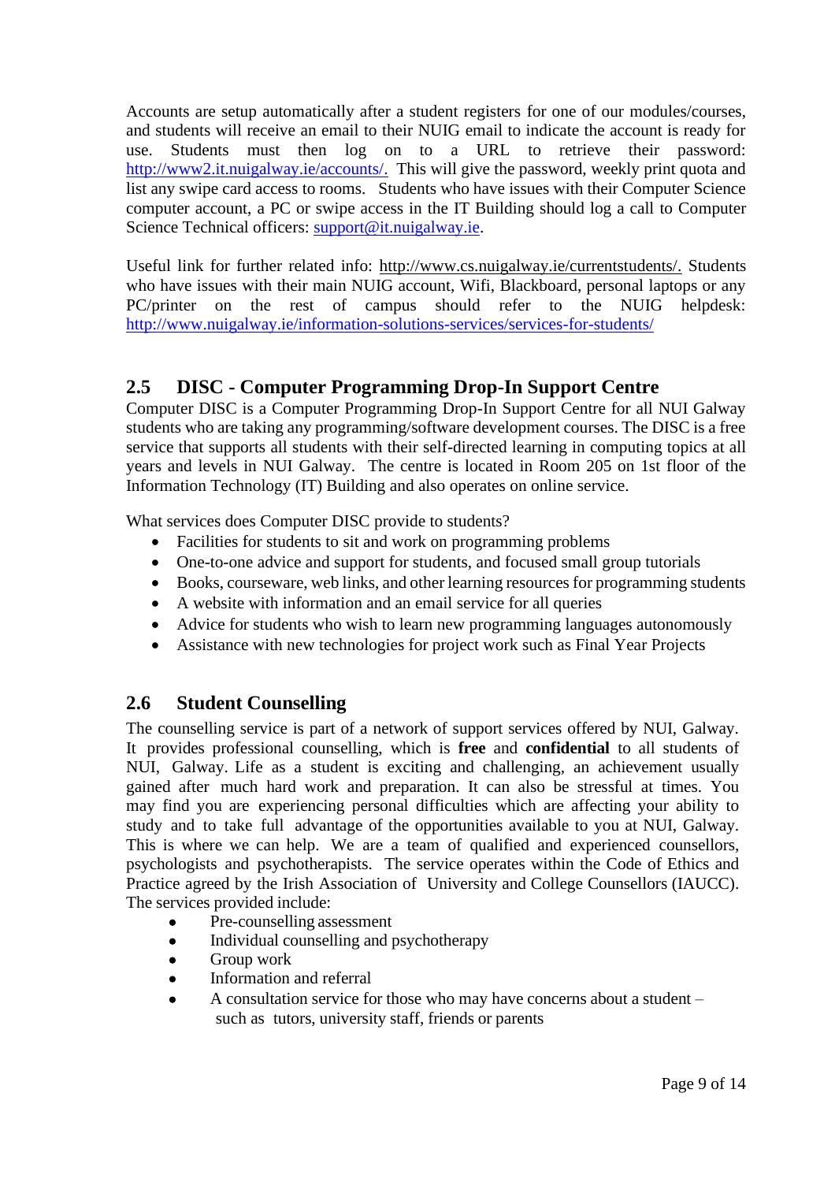Accounts are setup automatically after a student registers for one of our modules/courses, and students will receive an email to their NUIG email to indicate the account is ready for use. Students must then log on to a URL to retrieve their password: http://www2.it.nuigalway.ie/accounts/. This will give the password, weekly print quota and list any swipe card access to rooms. Students who have issues with their Computer Science computer account, a PC or swipe access in the IT Building should log a call to Computer Science Technical officers: support@it.nuigalway.ie.

Useful link for further related info: http://www.cs.nuigalway.ie/currentstudents/. Students who have issues with their main NUIG account, Wifi, Blackboard, personal laptops or any PC/printer on the rest of campus should refer to the NUIG helpdesk: http://www.nuigalway.ie/information-solutions-services/services-for-students/

## 2.5 DISC - Computer Programming Drop-In Support Centre

Computer DISC is a Computer Programming Drop-In Support Centre for all NUI Galway students who are taking any programming/software development courses. The DISC is a free service that supports all students with their self-directed learning in computing topics at all years and levels in NUI Galway. The centre is located in Room 205 on 1st floor of the Information Technology (IT) Building and also operates on online service.

What services does Computer DISC provide to students?

- Facilities for students to sit and work on programming problems
- One-to-one advice and support for students, and focused small group tutorials
- Books, courseware, web links, and other learning resources for programming students
- A website with information and an email service for all queries
- Advice for students who wish to learn new programming languages autonomously
- Assistance with new technologies for project work such as Final Year Projects

## 2.6 Student Counselling

The counselling service is part of a network of support services offered by NUI, Galway. It provides professional counselling, which is **free** and **confidential** to all students of NUI, Galway. Life as a student is exciting and challenging, an achievement usually gained after much hard work and preparation. It can also be stressful at times. You may find you are experiencing personal difficulties which are affecting your ability to study and to take full advantage of the opportunities available to you at NUI, Galway. This is where we can help. We are a team of qualified and experienced counsellors, psychologists and psychotherapists. The service operates within the Code of Ethics and Practice agreed by the Irish Association of University and College Counsellors (IAUCC). The services provided include:

- Pre-counselling assessment
- Individual counselling and psychotherapy
- Group work
- Information and referral
- A consultation service for those who may have concerns about a student – such as tutors, university staff, friends or parents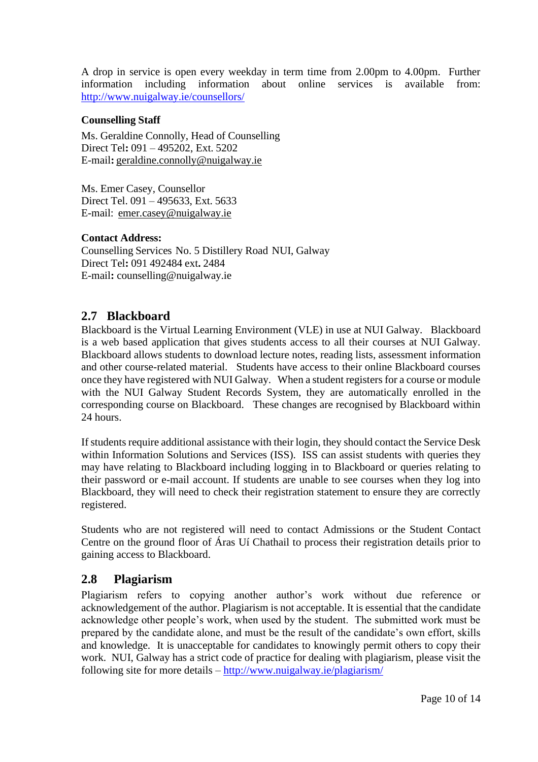A drop in service is open every weekday in term time from 2.00pm to 4.00pm. Further information including information about online services is available from: http://www.nuigalway.ie/counsellors/

**Counselling Staff**

Ms. Geraldine Connolly, Head of Counselling
Direct Tel**:** 091 – 495202, Ext. 5202
E-mail**:** geraldine.connolly@nuigalway.ie

Ms. Emer Casey, Counsellor
Direct Tel. 091 – 495633, Ext. 5633
E-mail: emer.casey@nuigalway.ie

**Contact Address:**
Counselling Services No. 5 Distillery Road NUI, Galway
Direct Tel**:** 091 492484 ext**.** 2484
E-mail**:** counselling@nuigalway.ie

## 2.7 Blackboard

Blackboard is the Virtual Learning Environment (VLE) in use at NUI Galway. Blackboard is a web based application that gives students access to all their courses at NUI Galway. Blackboard allows students to download lecture notes, reading lists, assessment information and other course-related material. Students have access to their online Blackboard courses once they have registered with NUI Galway. When a student registers for a course or module with the NUI Galway Student Records System, they are automatically enrolled in the corresponding course on Blackboard. These changes are recognised by Blackboard within 24 hours.

If students require additional assistance with their login, they should contact the Service Desk within Information Solutions and Services (ISS). ISS can assist students with queries they may have relating to Blackboard including logging in to Blackboard or queries relating to their password or e-mail account. If students are unable to see courses when they log into Blackboard, they will need to check their registration statement to ensure they are correctly registered.

Students who are not registered will need to contact Admissions or the Student Contact Centre on the ground floor of Áras Uí Chathail to process their registration details prior to gaining access to Blackboard.

## 2.8 Plagiarism

Plagiarism refers to copying another author's work without due reference or acknowledgement of the author. Plagiarism is not acceptable. It is essential that the candidate acknowledge other people's work, when used by the student. The submitted work must be prepared by the candidate alone, and must be the result of the candidate's own effort, skills and knowledge. It is unacceptable for candidates to knowingly permit others to copy their work. NUI, Galway has a strict code of practice for dealing with plagiarism, please visit the following site for more details – http://www.nuigalway.ie/plagiarism/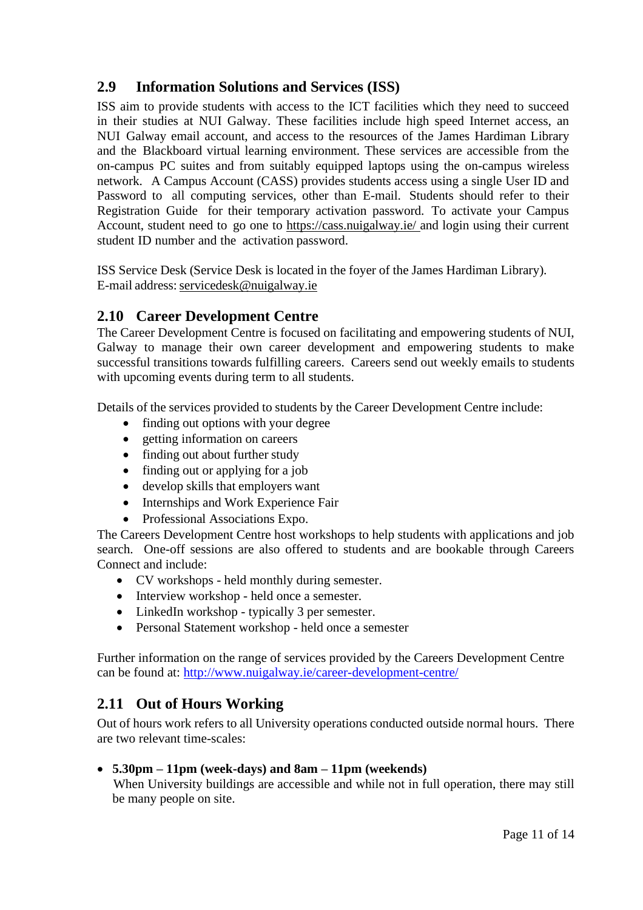## 2.9 Information Solutions and Services (ISS)

ISS aim to provide students with access to the ICT facilities which they need to succeed in their studies at NUI Galway. These facilities include high speed Internet access, an NUI Galway email account, and access to the resources of the James Hardiman Library and the Blackboard virtual learning environment. These services are accessible from the on-campus PC suites and from suitably equipped laptops using the on-campus wireless network. A Campus Account (CASS) provides students access using a single User ID and Password to all computing services, other than E-mail. Students should refer to their Registration Guide for their temporary activation password. To activate your Campus Account, student need to go one to https://cass.nuigalway.ie/ and login using their current student ID number and the activation password.

ISS Service Desk (Service Desk is located in the foyer of the James Hardiman Library).
E-mail address: servicedesk@nuigalway.ie

## 2.10 Career Development Centre

The Career Development Centre is focused on facilitating and empowering students of NUI, Galway to manage their own career development and empowering students to make successful transitions towards fulfilling careers. Careers send out weekly emails to students with upcoming events during term to all students.

Details of the services provided to students by the Career Development Centre include:

- finding out options with your degree
- getting information on careers
- finding out about further study
- finding out or applying for a job
- develop skills that employers want
- Internships and Work Experience Fair
- Professional Associations Expo.

The Careers Development Centre host workshops to help students with applications and job search. One-off sessions are also offered to students and are bookable through Careers Connect and include:

- CV workshops - held monthly during semester.
- Interview workshop - held once a semester.
- LinkedIn workshop - typically 3 per semester.
- Personal Statement workshop - held once a semester

Further information on the range of services provided by the Careers Development Centre can be found at: http://www.nuigalway.ie/career-development-centre/

## 2.11 Out of Hours Working

Out of hours work refers to all University operations conducted outside normal hours. There are two relevant time-scales:

- **5.30pm – 11pm (week-days) and 8am – 11pm (weekends)**
  When University buildings are accessible and while not in full operation, there may still be many people on site.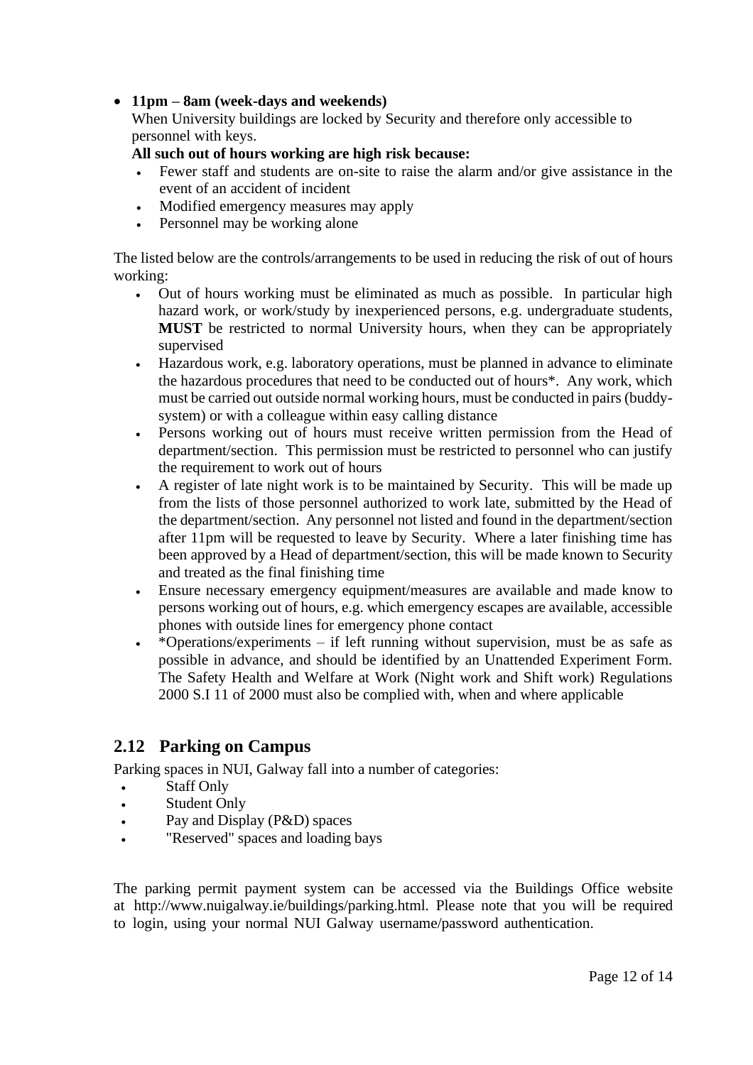- **11pm – 8am (week-days and weekends)**
  When University buildings are locked by Security and therefore only accessible to personnel with keys.
  **All such out of hours working are high risk because:**
  - Fewer staff and students are on-site to raise the alarm and/or give assistance in the event of an accident of incident
  - Modified emergency measures may apply
  - Personnel may be working alone

The listed below are the controls/arrangements to be used in reducing the risk of out of hours working:

- Out of hours working must be eliminated as much as possible. In particular high hazard work, or work/study by inexperienced persons, e.g. undergraduate students, **MUST** be restricted to normal University hours, when they can be appropriately supervised
- Hazardous work, e.g. laboratory operations, must be planned in advance to eliminate the hazardous procedures that need to be conducted out of hours*. Any work, which must be carried out outside normal working hours, must be conducted in pairs (buddy-system) or with a colleague within easy calling distance
- Persons working out of hours must receive written permission from the Head of department/section. This permission must be restricted to personnel who can justify the requirement to work out of hours
- A register of late night work is to be maintained by Security. This will be made up from the lists of those personnel authorized to work late, submitted by the Head of the department/section. Any personnel not listed and found in the department/section after 11pm will be requested to leave by Security. Where a later finishing time has been approved by a Head of department/section, this will be made known to Security and treated as the final finishing time
- Ensure necessary emergency equipment/measures are available and made know to persons working out of hours, e.g. which emergency escapes are available, accessible phones with outside lines for emergency phone contact
- *Operations/experiments – if left running without supervision, must be as safe as possible in advance, and should be identified by an Unattended Experiment Form. The Safety Health and Welfare at Work (Night work and Shift work) Regulations 2000 S.I 11 of 2000 must also be complied with, when and where applicable

## 2.12 Parking on Campus

Parking spaces in NUI, Galway fall into a number of categories:

- Staff Only
- Student Only
- Pay and Display (P&D) spaces
- "Reserved" spaces and loading bays

The parking permit payment system can be accessed via the Buildings Office website at http://www.nuigalway.ie/buildings/parking.html. Please note that you will be required to login, using your normal NUI Galway username/password authentication.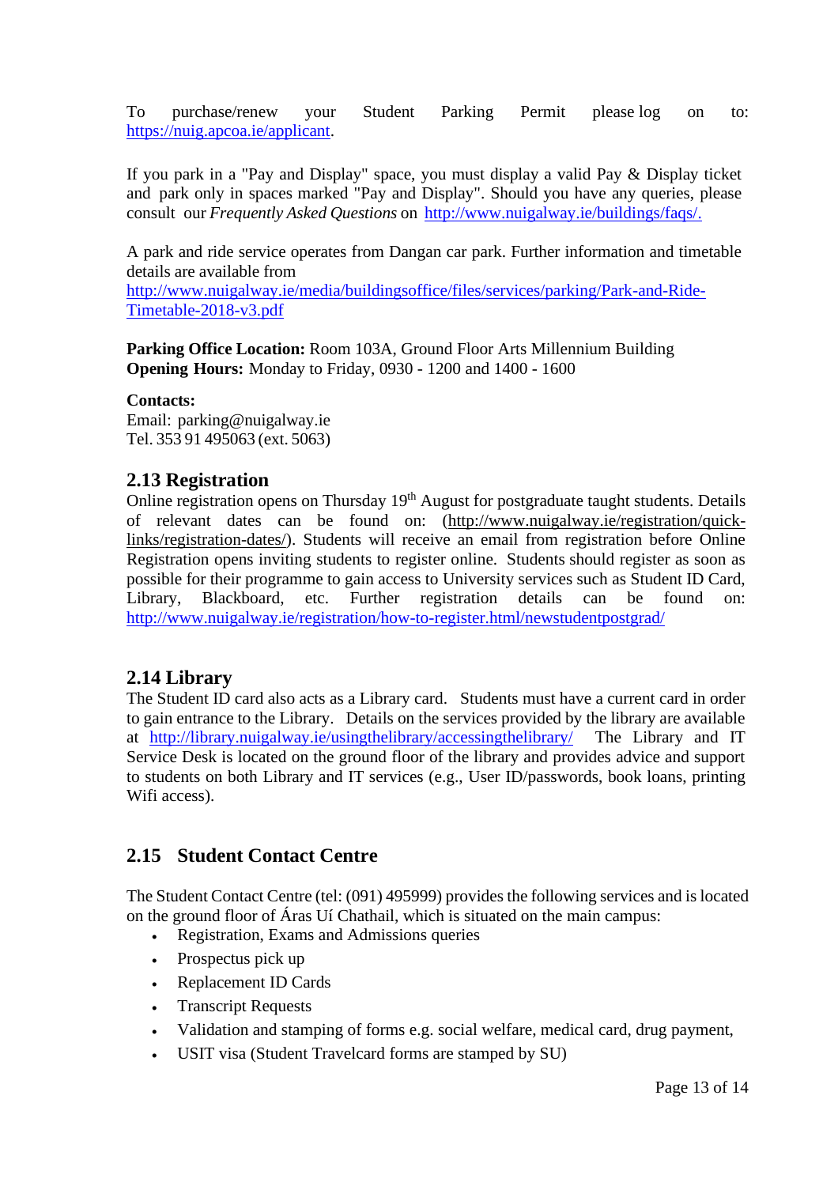To purchase/renew your Student Parking Permit please log on to: https://nuig.apcoa.ie/applicant.

If you park in a "Pay and Display" space, you must display a valid Pay & Display ticket and park only in spaces marked "Pay and Display". Should you have any queries, please consult our *Frequently Asked Questions* on http://www.nuigalway.ie/buildings/faqs/.

A park and ride service operates from Dangan car park. Further information and timetable details are available from http://www.nuigalway.ie/media/buildingsoffice/files/services/parking/Park-and-Ride-Timetable-2018-v3.pdf

**Parking Office Location:** Room 103A, Ground Floor Arts Millennium Building
**Opening Hours:** Monday to Friday, 0930 - 1200 and 1400 - 1600

**Contacts:**
Email: parking@nuigalway.ie
Tel. 353 91 495063 (ext. 5063)

## 2.13 Registration

Online registration opens on Thursday 19th August for postgraduate taught students. Details of relevant dates can be found on: (http://www.nuigalway.ie/registration/quick-links/registration-dates/). Students will receive an email from registration before Online Registration opens inviting students to register online. Students should register as soon as possible for their programme to gain access to University services such as Student ID Card, Library, Blackboard, etc. Further registration details can be found on: http://www.nuigalway.ie/registration/how-to-register.html/newstudentpostgrad/

## 2.14 Library

The Student ID card also acts as a Library card. Students must have a current card in order to gain entrance to the Library. Details on the services provided by the library are available at http://library.nuigalway.ie/usingthelibrary/accessingthelibrary/ The Library and IT Service Desk is located on the ground floor of the library and provides advice and support to students on both Library and IT services (e.g., User ID/passwords, book loans, printing Wifi access).

## 2.15 Student Contact Centre

The Student Contact Centre (tel: (091) 495999) provides the following services and is located on the ground floor of Áras Uí Chathail, which is situated on the main campus:

- Registration, Exams and Admissions queries
- Prospectus pick up
- Replacement ID Cards
- Transcript Requests
- Validation and stamping of forms e.g. social welfare, medical card, drug payment,
- USIT visa (Student Travelcard forms are stamped by SU)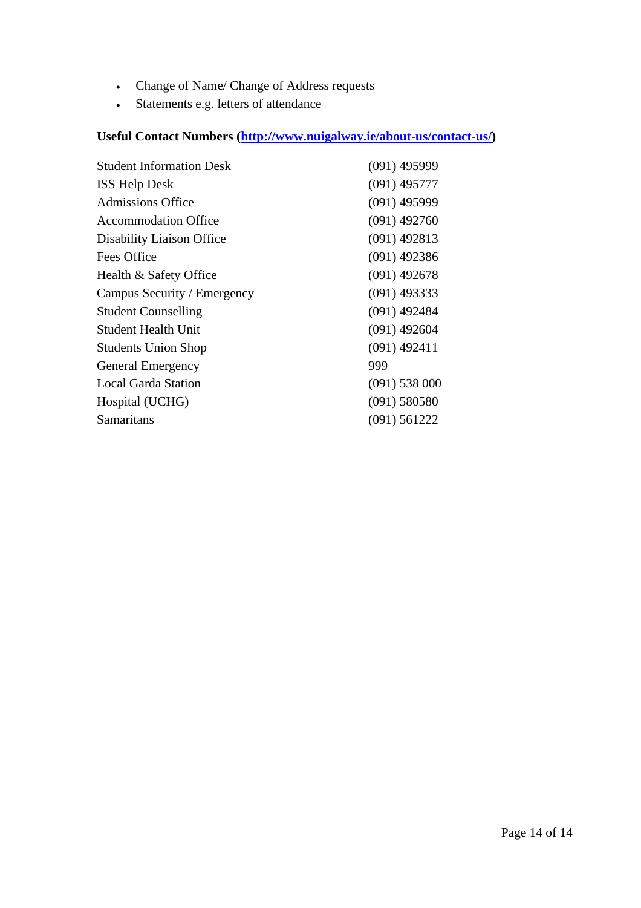- Change of Name/ Change of Address requests
- Statements e.g. letters of attendance

**Useful Contact Numbers ([http://www.nuigalway.ie/about-us/contact-us/](http://www.nuigalway.ie/about-us/contact-us/))**

| | |
|---|---|
| Student Information Desk | (091) 495999 |
| ISS Help Desk | (091) 495777 |
| Admissions Office | (091) 495999 |
| Accommodation Office | (091) 492760 |
| Disability Liaison Office | (091) 492813 |
| Fees Office | (091) 492386 |
| Health & Safety Office | (091) 492678 |
| Campus Security / Emergency | (091) 493333 |
| Student Counselling | (091) 492484 |
| Student Health Unit | (091) 492604 |
| Students Union Shop | (091) 492411 |
| General Emergency | 999 |
| Local Garda Station | (091) 538 000 |
| Hospital (UCHG) | (091) 580580 |
| Samaritans | (091) 561222 |